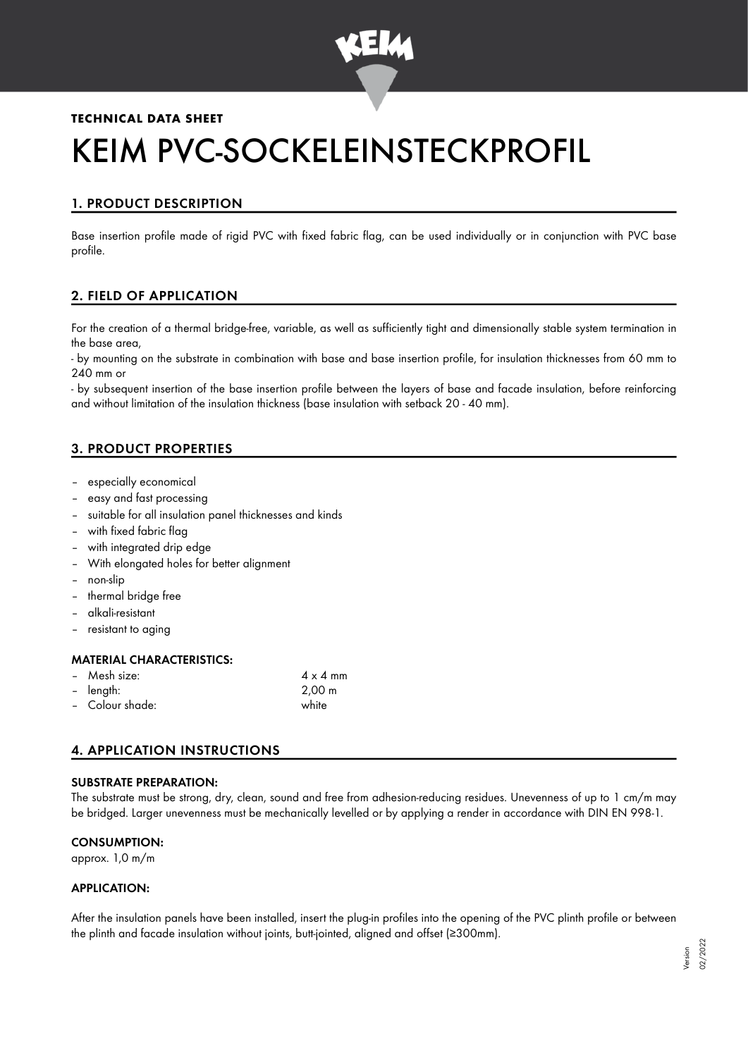**TECHNICAL DATA SHEET**

# KEIM PVC-SOCKELEINSTECKPROFIL

## 1. PRODUCT DESCRIPTION

Base insertion profile made of rigid PVC with fixed fabric flag, can be used individually or in conjunction with PVC base profile.

## 2. FIELD OF APPLICATION

For the creation of a thermal bridge-free, variable, as well as sufficiently tight and dimensionally stable system termination in the base area,

- by mounting on the substrate in combination with base and base insertion profile, for insulation thicknesses from 60 mm to 240 mm or

- by subsequent insertion of the base insertion profile between the layers of base and facade insulation, before reinforcing and without limitation of the insulation thickness (base insulation with setback 20 - 40 mm).

## 3. PRODUCT PROPERTIES

- especially economical
- easy and fast processing
- suitable for all insulation panel thicknesses and kinds
- with fixed fabric flag
- with integrated drip edge
- With elongated holes for better alignment
- non-slip
- thermal bridge free
- alkali-resistant
- resistant to aging

### MATERIAL CHARACTERISTICS:

- Mesh size: 4 x 4 mm
- length: 2,00 m
- Colour shade: white

## 4. APPLICATION INSTRUCTIONS

### SUBSTRATE PREPARATION:

The substrate must be strong, dry, clean, sound and free from adhesion-reducing residues. Unevenness of up to 1 cm/m may be bridged. Larger unevenness must be mechanically levelled or by applying a render in accordance with DIN EN 998-1.

### CONSUMPTION:

approx. 1,0 m/m

### APPLICATION:

After the insulation panels have been installed, insert the plug-in profiles into the opening of the PVC plinth profile or between the plinth and facade insulation without joints, butt-jointed, aligned and offset (≥300mm).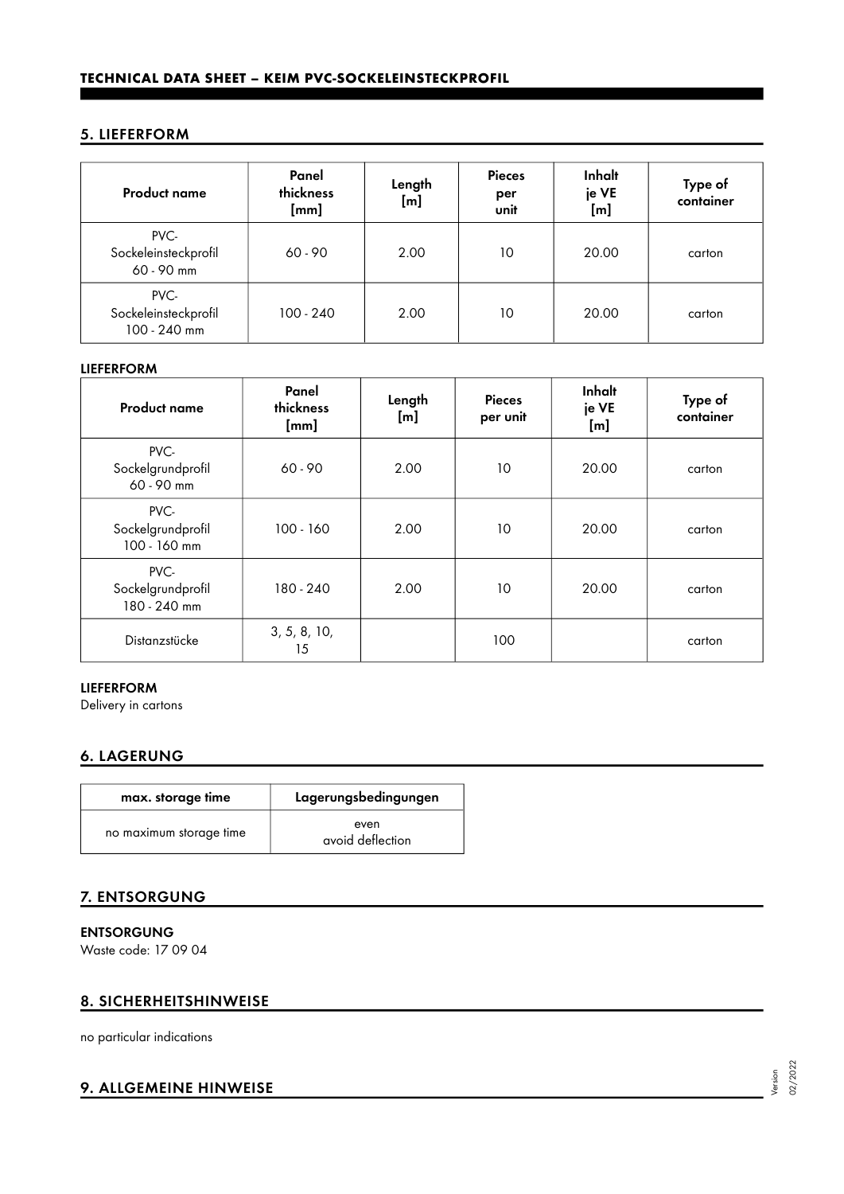## 5. LIEFERFORM

| Product name | Panel thickness [mm] | Length [m] | Pieces per unit | Inhalt je VE [m] | Type of container |
|---|---|---|---|---|---|
| PVC-Sockeleinsteckprofil 60 - 90 mm | 60 - 90 | 2.00 | 10 | 20.00 | carton |
| PVC-Sockeleinsteckprofil 100 - 240 mm | 100 - 240 | 2.00 | 10 | 20.00 | carton |

**LIEFERFORM**

| Product name | Panel thickness [mm] | Length [m] | Pieces per unit | Inhalt je VE [m] | Type of container |
|---|---|---|---|---|---|
| PVC-Sockelgrundprofil 60 - 90 mm | 60 - 90 | 2.00 | 10 | 20.00 | carton |
| PVC-Sockelgrundprofil 100 - 160 mm | 100 - 160 | 2.00 | 10 | 20.00 | carton |
| PVC-Sockelgrundprofil 180 - 240 mm | 180 - 240 | 2.00 | 10 | 20.00 | carton |
| Distanzstücke | 3, 5, 8, 10, 15 | | 100 | | carton |

**LIEFERFORM**

Delivery in cartons

## 6. LAGERUNG

| max. storage time | Lagerungsbedingungen |
|---|---|
| no maximum storage time | even<br>avoid deflection |

## 7. ENTSORGUNG

**ENTSORGUNG**

Waste code: 17 09 04

## 8. SICHERHEITSHINWEISE

no particular indications

## 9. ALLGEMEINE HINWEISE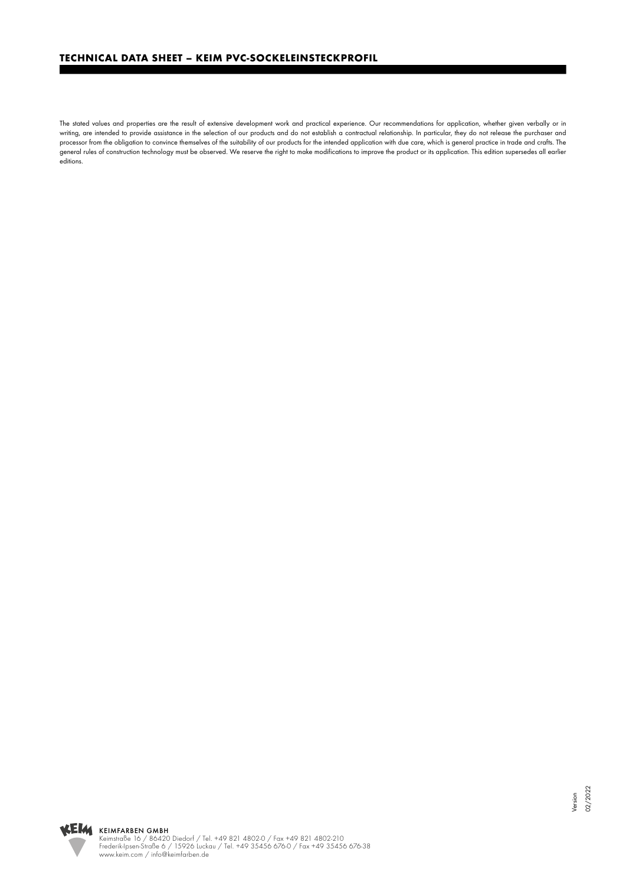The stated values and properties are the result of extensive development work and practical experience. Our recommendations for application, whether given verbally or in writing, are intended to provide assistance in the selection of our products and do not establish a contractual relationship. In particular, they do not release the purchaser and processor from the obligation to convince themselves of the suitability of our products for the intended application with due care, which is general practice in trade and crafts. The general rules of construction technology must be observed. We reserve the right to make modifications to improve the product or its application. This edition supersedes all earlier editions.

KEIMFARBEN GMBH
Keimstraße 16 / 86420 Diedorf / Tel. +49 821 4802-0 / Fax +49 821 4802-210
Frederik-Ipsen-Straße 6 / 15926 Luckau / Tel. +49 35456 676-0 / Fax +49 35456 676-38
www.keim.com / info@keimfarben.de

Version 02/2022